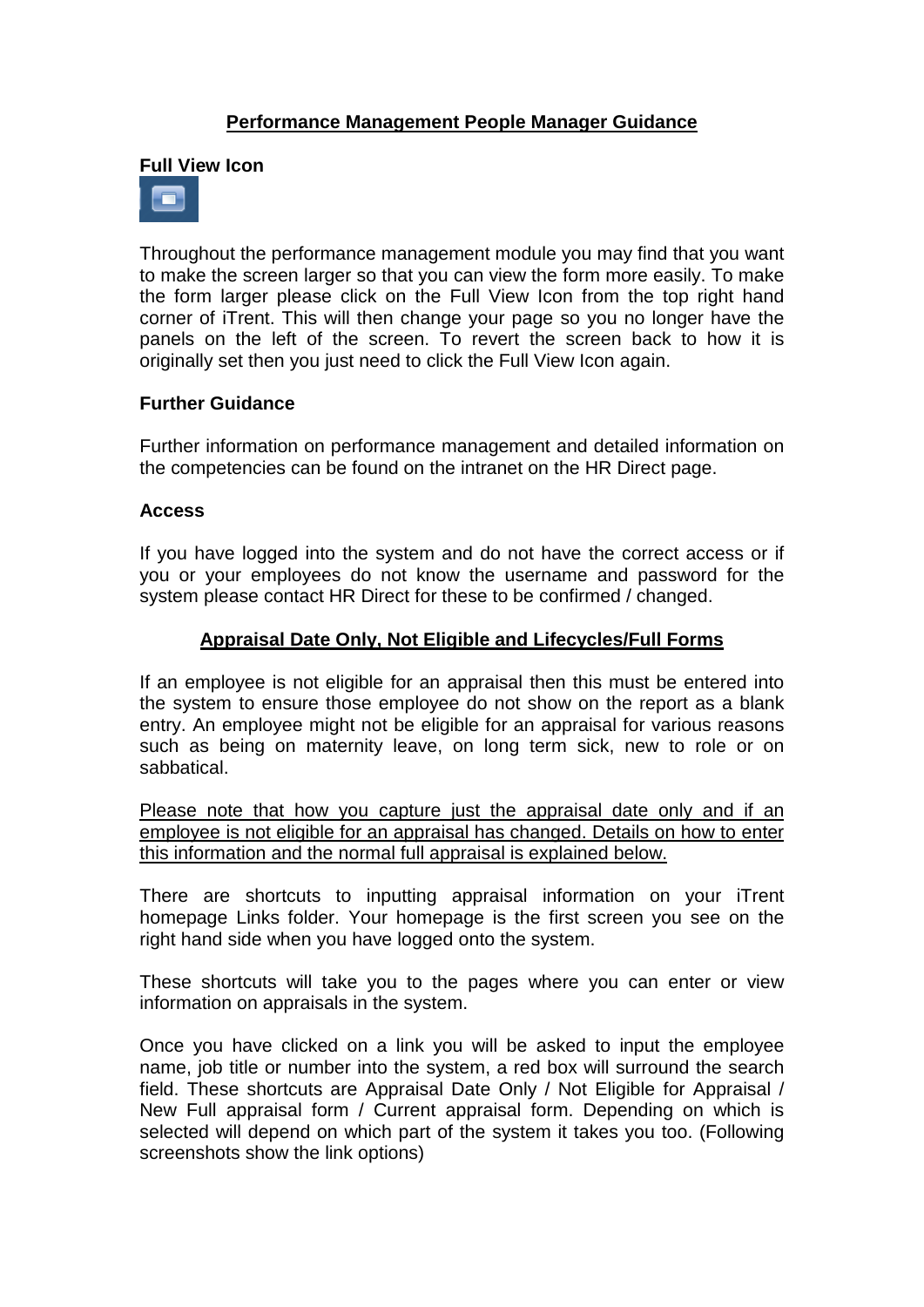# Performance Management People Manager Guidance

**Full View Icon**

Throughout the performance management module you may find that you want to make the screen larger so that you can view the form more easily. To make the form larger please click on the Full View Icon from the top right hand corner of iTrent. This will then change your page so you no longer have the panels on the left of the screen. To revert the screen back to how it is originally set then you just need to click the Full View Icon again.

**Further Guidance**

Further information on performance management and detailed information on the competencies can be found on the intranet on the HR Direct page.

**Access**

If you have logged into the system and do not have the correct access or if you or your employees do not know the username and password for the system please contact HR Direct for these to be confirmed / changed.

## Appraisal Date Only, Not Eligible and Lifecycles/Full Forms

If an employee is not eligible for an appraisal then this must be entered into the system to ensure those employee do not show on the report as a blank entry. An employee might not be eligible for an appraisal for various reasons such as being on maternity leave, on long term sick, new to role or on sabbatical.

Please note that how you capture just the appraisal date only and if an employee is not eligible for an appraisal has changed. Details on how to enter this information and the normal full appraisal is explained below.

There are shortcuts to inputting appraisal information on your iTrent homepage Links folder. Your homepage is the first screen you see on the right hand side when you have logged onto the system.

These shortcuts will take you to the pages where you can enter or view information on appraisals in the system.

Once you have clicked on a link you will be asked to input the employee name, job title or number into the system, a red box will surround the search field. These shortcuts are Appraisal Date Only / Not Eligible for Appraisal / New Full appraisal form / Current appraisal form. Depending on which is selected will depend on which part of the system it takes you too. (Following screenshots show the link options)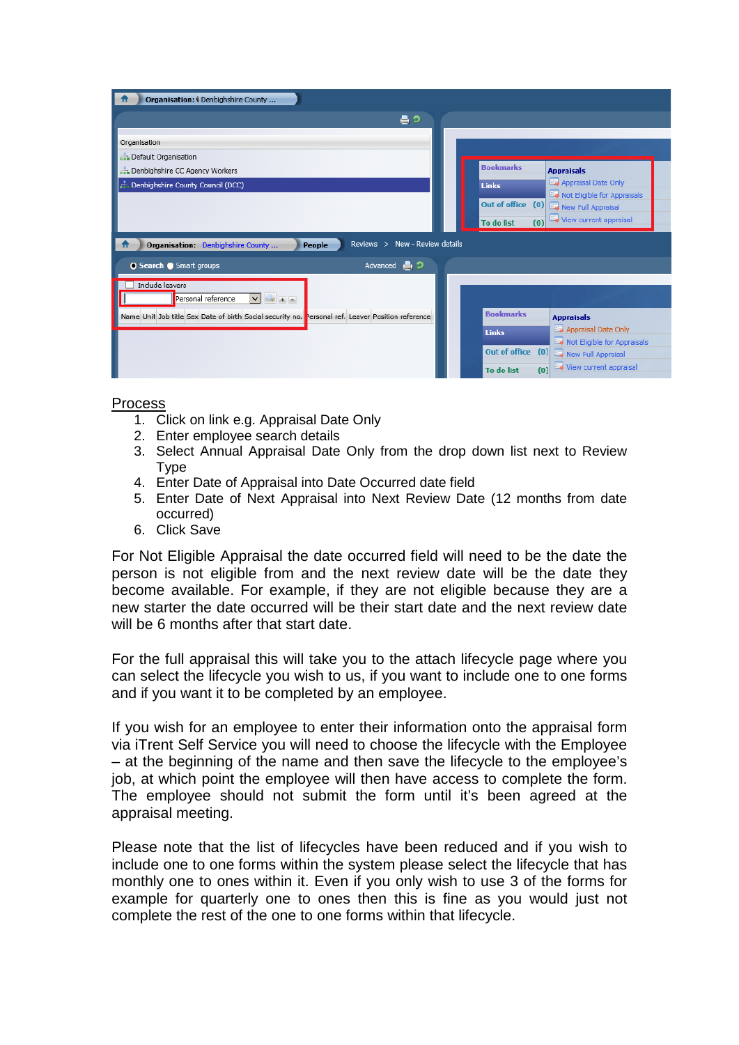Process

1. Click on link e.g. Appraisal Date Only
2. Enter employee search details
3. Select Annual Appraisal Date Only from the drop down list next to Review Type
4. Enter Date of Appraisal into Date Occurred date field
5. Enter Date of Next Appraisal into Next Review Date (12 months from date occurred)
6. Click Save

For Not Eligible Appraisal the date occurred field will need to be the date the person is not eligible from and the next review date will be the date they become available. For example, if they are not eligible because they are a new starter the date occurred will be their start date and the next review date will be 6 months after that start date.

For the full appraisal this will take you to the attach lifecycle page where you can select the lifecycle you wish to us, if you want to include one to one forms and if you want it to be completed by an employee.

If you wish for an employee to enter their information onto the appraisal form via iTrent Self Service you will need to choose the lifecycle with the Employee – at the beginning of the name and then save the lifecycle to the employee's job, at which point the employee will then have access to complete the form. The employee should not submit the form until it's been agreed at the appraisal meeting.

Please note that the list of lifecycles have been reduced and if you wish to include one to one forms within the system please select the lifecycle that has monthly one to ones within it. Even if you only wish to use 3 of the forms for example for quarterly one to ones then this is fine as you would just not complete the rest of the one to one forms within that lifecycle.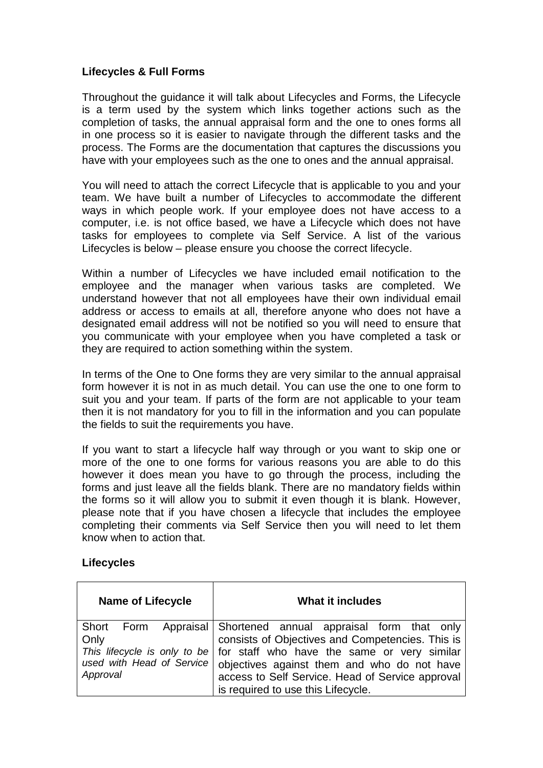**Lifecycles & Full Forms**

Throughout the guidance it will talk about Lifecycles and Forms, the Lifecycle is a term used by the system which links together actions such as the completion of tasks, the annual appraisal form and the one to ones forms all in one process so it is easier to navigate through the different tasks and the process. The Forms are the documentation that captures the discussions you have with your employees such as the one to ones and the annual appraisal.

You will need to attach the correct Lifecycle that is applicable to you and your team. We have built a number of Lifecycles to accommodate the different ways in which people work. If your employee does not have access to a computer, i.e. is not office based, we have a Lifecycle which does not have tasks for employees to complete via Self Service. A list of the various Lifecycles is below – please ensure you choose the correct lifecycle.

Within a number of Lifecycles we have included email notification to the employee and the manager when various tasks are completed. We understand however that not all employees have their own individual email address or access to emails at all, therefore anyone who does not have a designated email address will not be notified so you will need to ensure that you communicate with your employee when you have completed a task or they are required to action something within the system.

In terms of the One to One forms they are very similar to the annual appraisal form however it is not in as much detail. You can use the one to one form to suit you and your team. If parts of the form are not applicable to your team then it is not mandatory for you to fill in the information and you can populate the fields to suit the requirements you have.

If you want to start a lifecycle half way through or you want to skip one or more of the one to one forms for various reasons you are able to do this however it does mean you have to go through the process, including the forms and just leave all the fields blank. There are no mandatory fields within the forms so it will allow you to submit it even though it is blank. However, please note that if you have chosen a lifecycle that includes the employee completing their comments via Self Service then you will need to let them know when to action that.

**Lifecycles**

| Name of Lifecycle | What it includes |
|---|---|
| Short Form Appraisal Only<br>*This lifecycle is only to be used with Head of Service Approval* | Shortened annual appraisal form that only consists of Objectives and Competencies. This is for staff who have the same or very similar objectives against them and who do not have access to Self Service. Head of Service approval is required to use this Lifecycle. |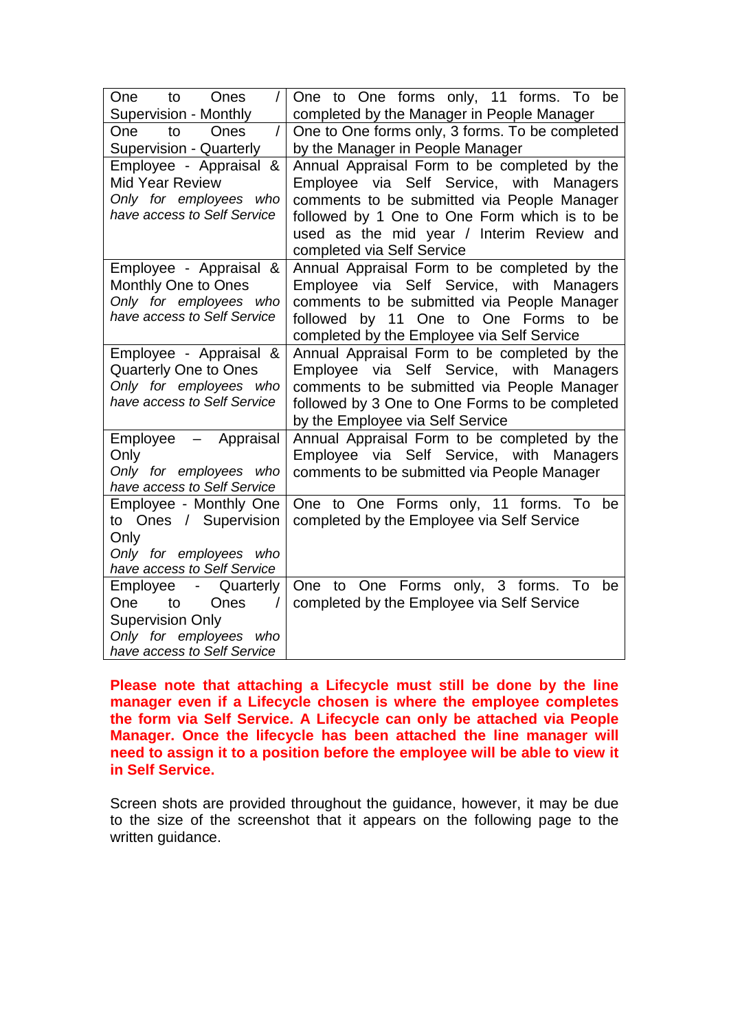| | |
|---|---|
| One to Ones / Supervision - Monthly | One to One forms only, 11 forms. To be completed by the Manager in People Manager |
| One to Ones / Supervision - Quarterly | One to One forms only, 3 forms. To be completed by the Manager in People Manager |
| Employee - Appraisal & Mid Year Review<br>*Only for employees who have access to Self Service* | Annual Appraisal Form to be completed by the Employee via Self Service, with Managers comments to be submitted via People Manager followed by 1 One to One Form which is to be used as the mid year / Interim Review and completed via Self Service |
| Employee - Appraisal & Monthly One to Ones<br>*Only for employees who have access to Self Service* | Annual Appraisal Form to be completed by the Employee via Self Service, with Managers comments to be submitted via People Manager followed by 11 One to One Forms to be completed by the Employee via Self Service |
| Employee - Appraisal & Quarterly One to Ones<br>*Only for employees who have access to Self Service* | Annual Appraisal Form to be completed by the Employee via Self Service, with Managers comments to be submitted via People Manager followed by 3 One to One Forms to be completed by the Employee via Self Service |
| Employee – Appraisal Only<br>*Only for employees who have access to Self Service* | Annual Appraisal Form to be completed by the Employee via Self Service, with Managers comments to be submitted via People Manager |
| Employee - Monthly One to Ones / Supervision Only<br>*Only for employees who have access to Self Service* | One to One Forms only, 11 forms. To be completed by the Employee via Self Service |
| Employee - Quarterly One to Ones / Supervision Only<br>*Only for employees who have access to Self Service* | One to One Forms only, 3 forms. To be completed by the Employee via Self Service |

**Please note that attaching a Lifecycle must still be done by the line manager even if a Lifecycle chosen is where the employee completes the form via Self Service. A Lifecycle can only be attached via People Manager. Once the lifecycle has been attached the line manager will need to assign it to a position before the employee will be able to view it in Self Service.**

Screen shots are provided throughout the guidance, however, it may be due to the size of the screenshot that it appears on the following page to the written guidance.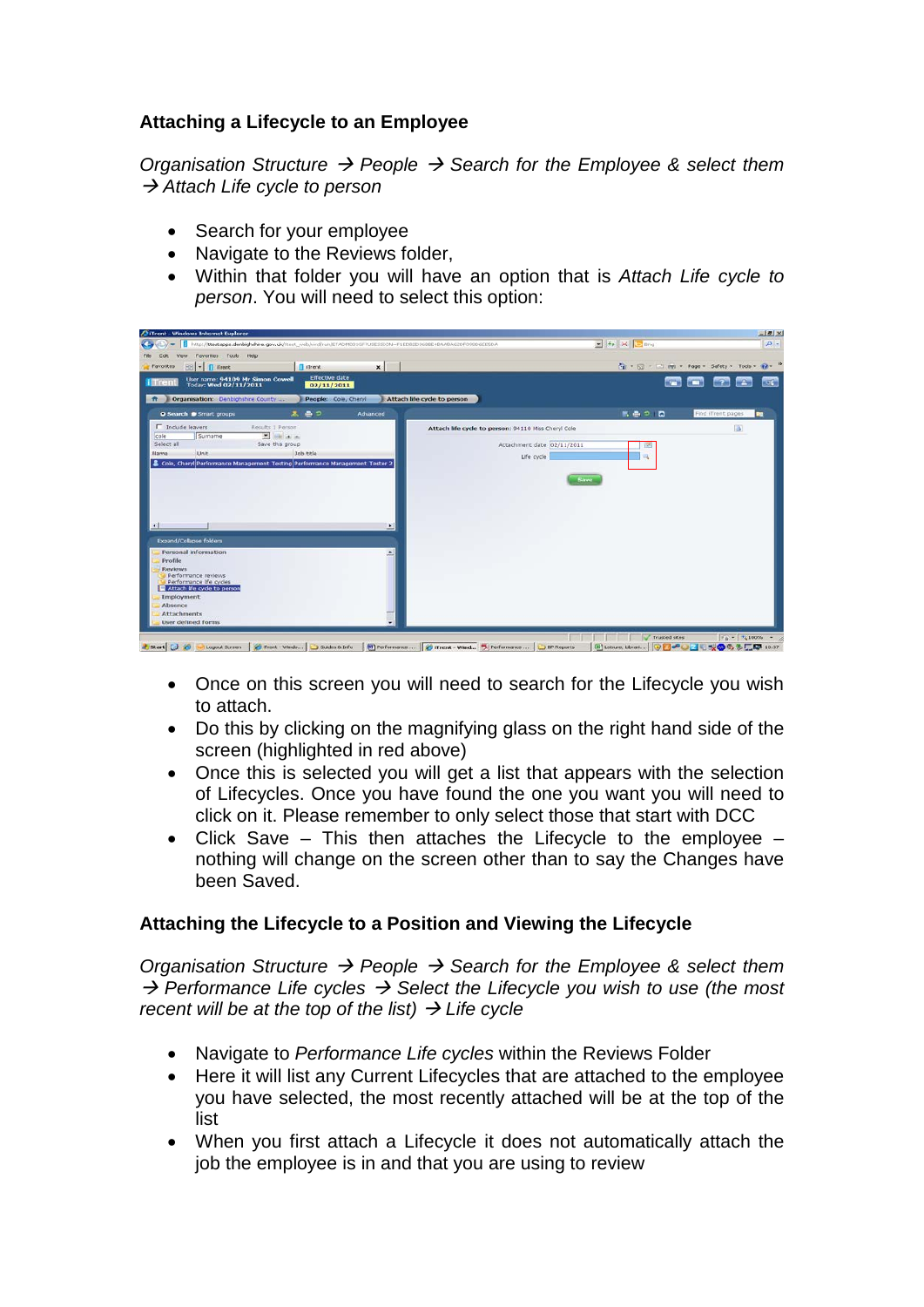### Attaching a Lifecycle to an Employee

*Organisation Structure → People → Search for the Employee & select them → Attach Life cycle to person*

- Search for your employee
- Navigate to the Reviews folder,
- Within that folder you will have an option that is *Attach Life cycle to person*. You will need to select this option:

- Once on this screen you will need to search for the Lifecycle you wish to attach.
- Do this by clicking on the magnifying glass on the right hand side of the screen (highlighted in red above)
- Once this is selected you will get a list that appears with the selection of Lifecycles. Once you have found the one you want you will need to click on it. Please remember to only select those that start with DCC
- Click Save – This then attaches the Lifecycle to the employee – nothing will change on the screen other than to say the Changes have been Saved.

### Attaching the Lifecycle to a Position and Viewing the Lifecycle

*Organisation Structure → People → Search for the Employee & select them → Performance Life cycles → Select the Lifecycle you wish to use (the most recent will be at the top of the list) → Life cycle*

- Navigate to *Performance Life cycles* within the Reviews Folder
- Here it will list any Current Lifecycles that are attached to the employee you have selected, the most recently attached will be at the top of the list
- When you first attach a Lifecycle it does not automatically attach the job the employee is in and that you are using to review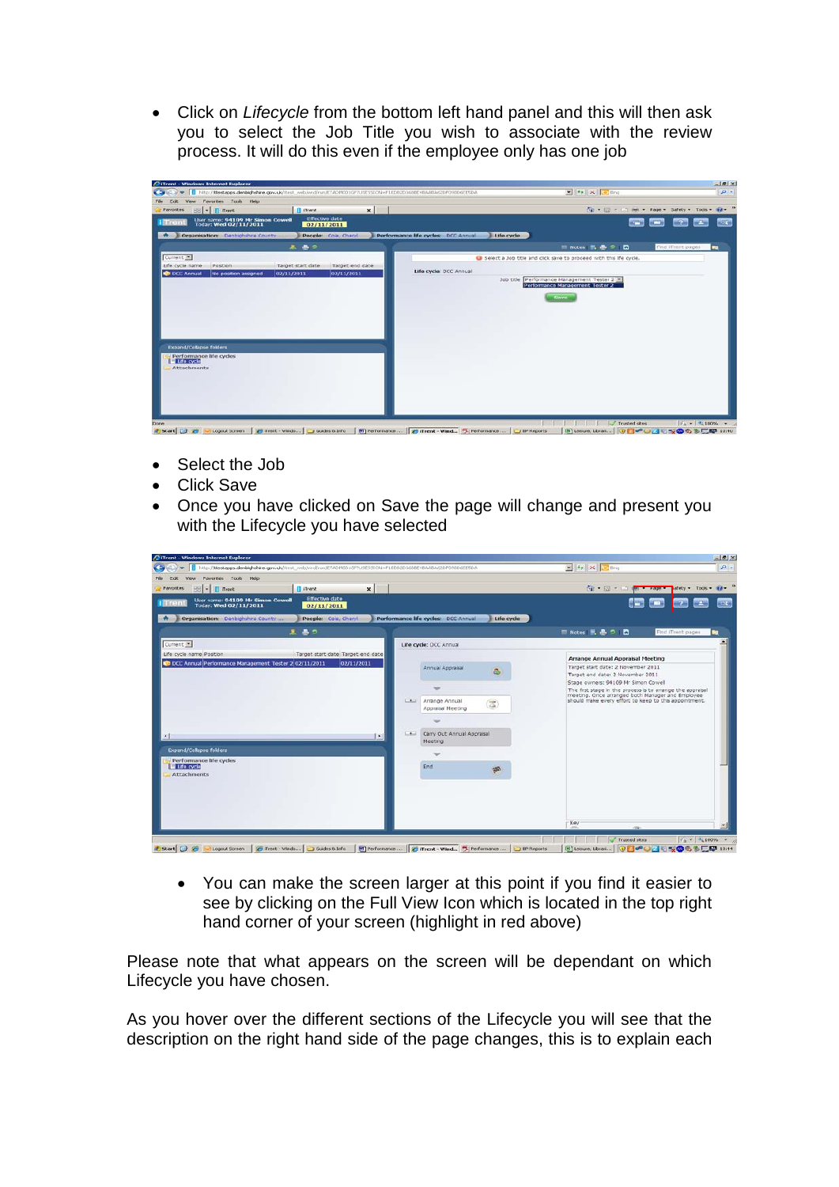- Click on *Lifecycle* from the bottom left hand panel and this will then ask you to select the Job Title you wish to associate with the review process. It will do this even if the employee only has one job

- Select the Job
- Click Save
- Once you have clicked on Save the page will change and present you with the Lifecycle you have selected

  - You can make the screen larger at this point if you find it easier to see by clicking on the Full View Icon which is located in the top right hand corner of your screen (highlight in red above)

Please note that what appears on the screen will be dependant on which Lifecycle you have chosen.

As you hover over the different sections of the Lifecycle you will see that the description on the right hand side of the page changes, this is to explain each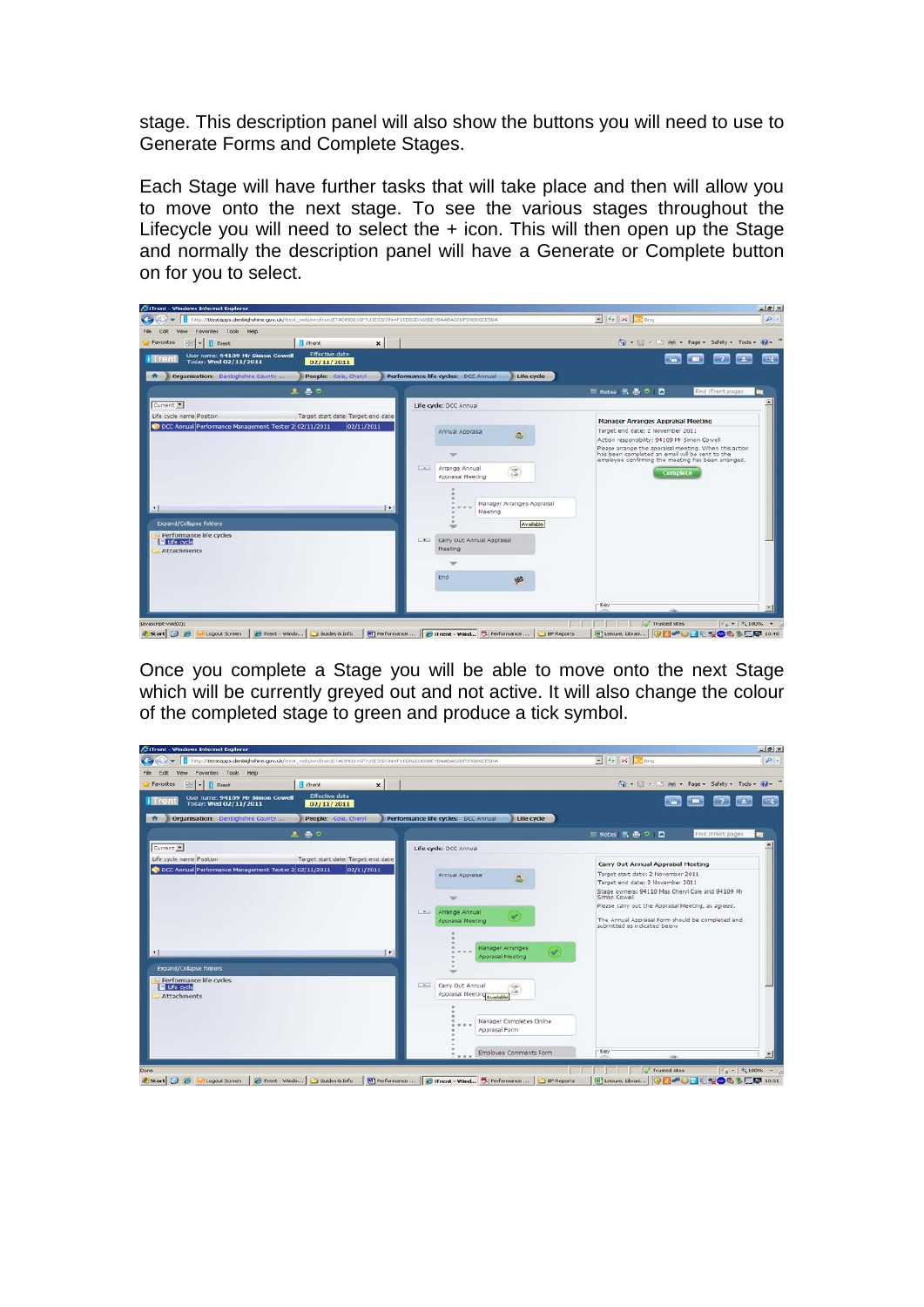stage. This description panel will also show the buttons you will need to use to Generate Forms and Complete Stages.

Each Stage will have further tasks that will take place and then will allow you to move onto the next stage. To see the various stages throughout the Lifecycle you will need to select the + icon. This will then open up the Stage and normally the description panel will have a Generate or Complete button on for you to select.

Once you complete a Stage you will be able to move onto the next Stage which will be currently greyed out and not active. It will also change the colour of the completed stage to green and produce a tick symbol.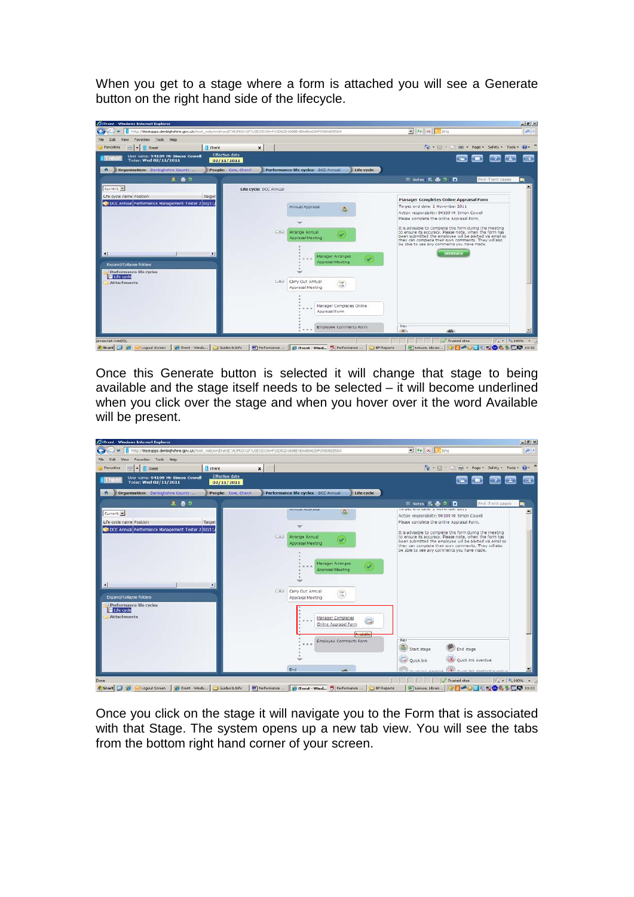When you get to a stage where a form is attached you will see a Generate button on the right hand side of the lifecycle.

Once this Generate button is selected it will change that stage to being available and the stage itself needs to be selected – it will become underlined when you click over the stage and when you hover over it the word Available will be present.

Once you click on the stage it will navigate you to the Form that is associated with that Stage. The system opens up a new tab view. You will see the tabs from the bottom right hand corner of your screen.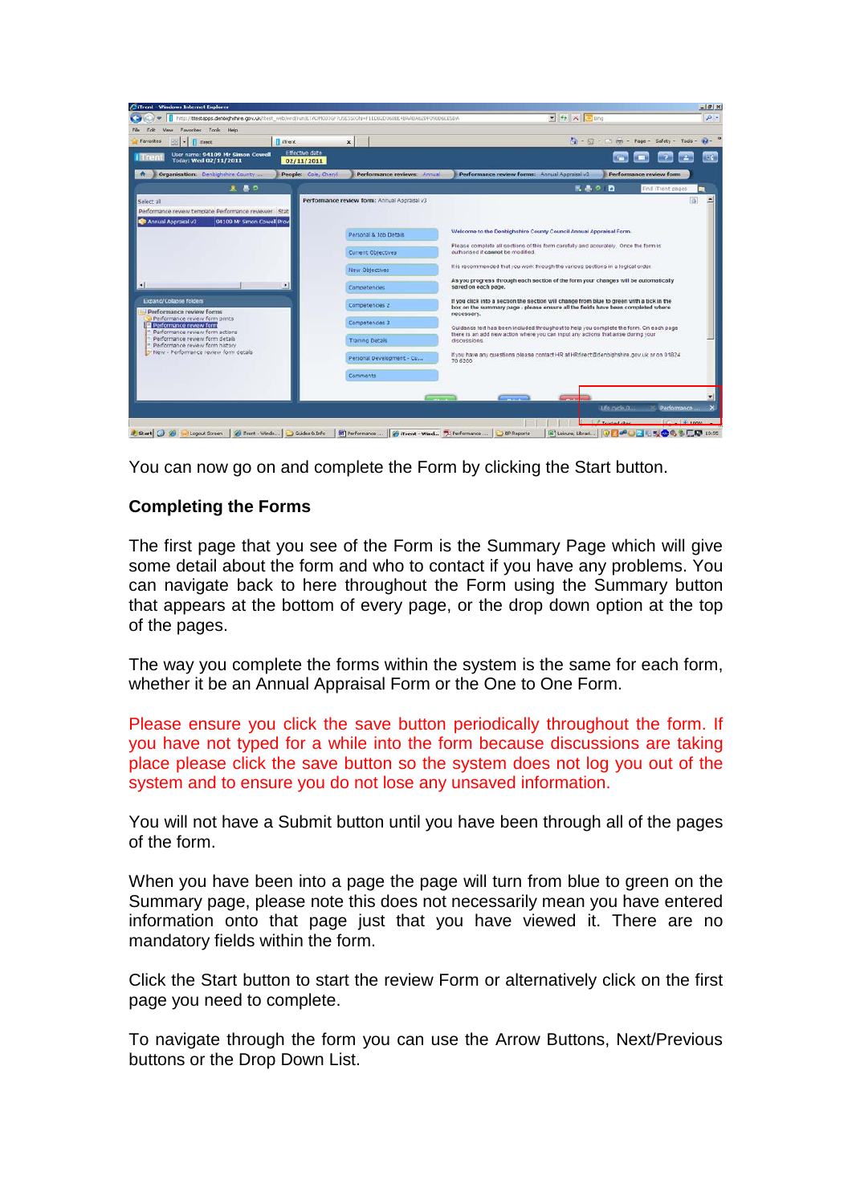You can now go on and complete the Form by clicking the Start button.

**Completing the Forms**

The first page that you see of the Form is the Summary Page which will give some detail about the form and who to contact if you have any problems. You can navigate back to here throughout the Form using the Summary button that appears at the bottom of every page, or the drop down option at the top of the pages.

The way you complete the forms within the system is the same for each form, whether it be an Annual Appraisal Form or the One to One Form.

Please ensure you click the save button periodically throughout the form. If you have not typed for a while into the form because discussions are taking place please click the save button so the system does not log you out of the system and to ensure you do not lose any unsaved information.

You will not have a Submit button until you have been through all of the pages of the form.

When you have been into a page the page will turn from blue to green on the Summary page, please note this does not necessarily mean you have entered information onto that page just that you have viewed it. There are no mandatory fields within the form.

Click the Start button to start the review Form or alternatively click on the first page you need to complete.

To navigate through the form you can use the Arrow Buttons, Next/Previous buttons or the Drop Down List.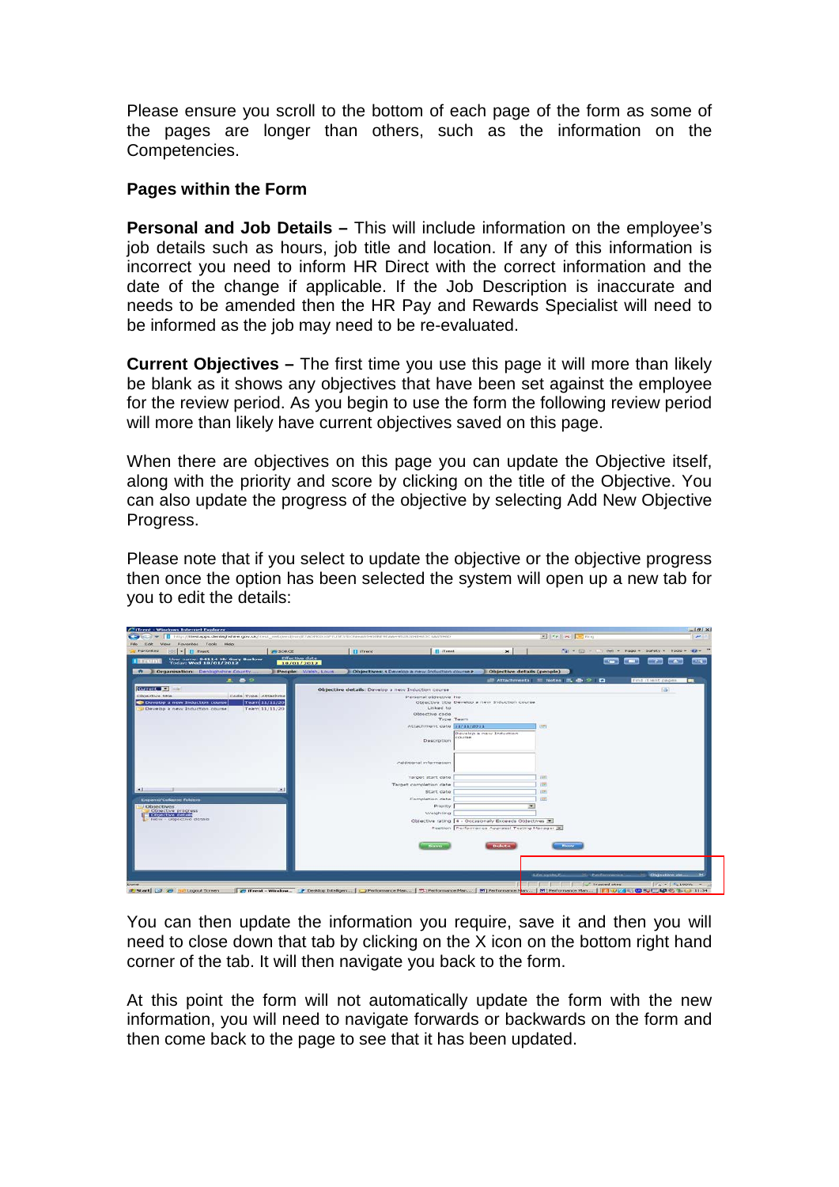Please ensure you scroll to the bottom of each page of the form as some of the pages are longer than others, such as the information on the Competencies.

**Pages within the Form**

**Personal and Job Details –** This will include information on the employee's job details such as hours, job title and location. If any of this information is incorrect you need to inform HR Direct with the correct information and the date of the change if applicable. If the Job Description is inaccurate and needs to be amended then the HR Pay and Rewards Specialist will need to be informed as the job may need to be re-evaluated.

**Current Objectives –** The first time you use this page it will more than likely be blank as it shows any objectives that have been set against the employee for the review period. As you begin to use the form the following review period will more than likely have current objectives saved on this page.

When there are objectives on this page you can update the Objective itself, along with the priority and score by clicking on the title of the Objective. You can also update the progress of the objective by selecting Add New Objective Progress.

Please note that if you select to update the objective or the objective progress then once the option has been selected the system will open up a new tab for you to edit the details:

You can then update the information you require, save it and then you will need to close down that tab by clicking on the X icon on the bottom right hand corner of the tab. It will then navigate you back to the form.

At this point the form will not automatically update the form with the new information, you will need to navigate forwards or backwards on the form and then come back to the page to see that it has been updated.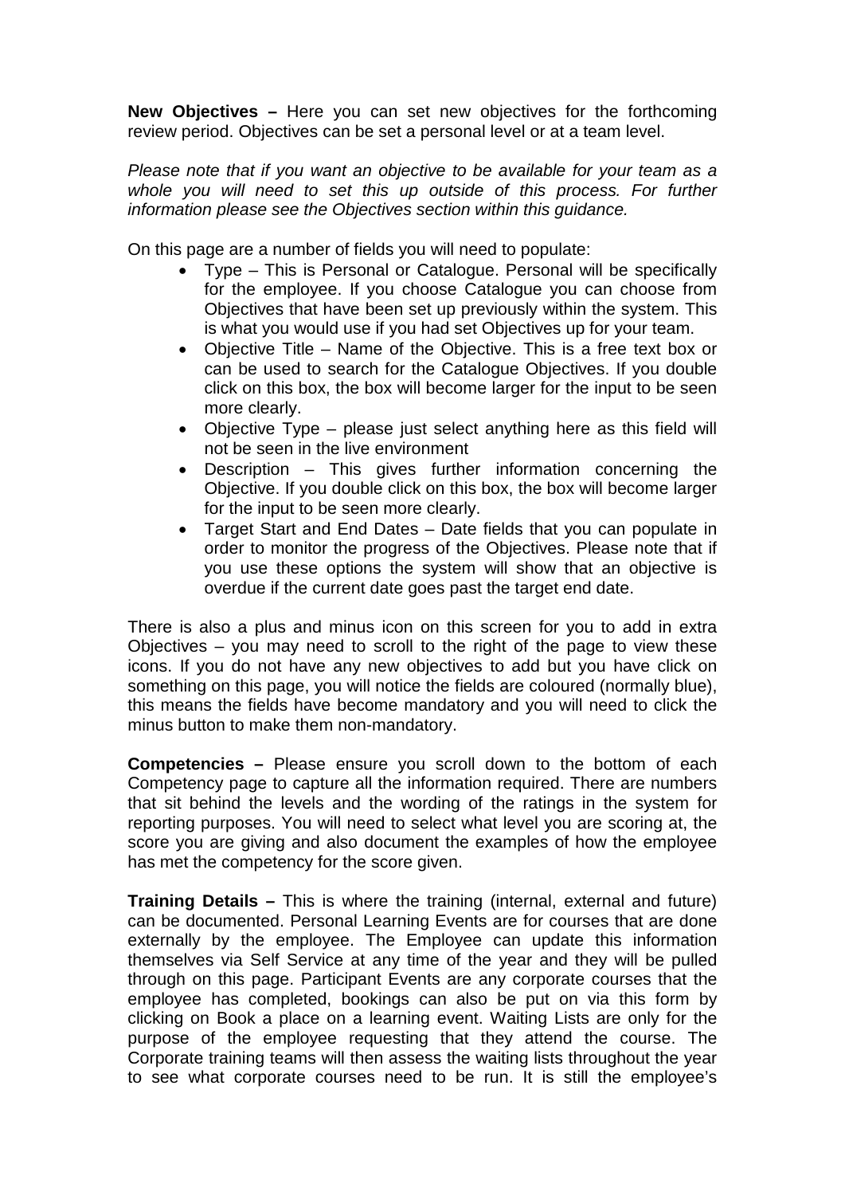**New Objectives –** Here you can set new objectives for the forthcoming review period. Objectives can be set a personal level or at a team level.

*Please note that if you want an objective to be available for your team as a whole you will need to set this up outside of this process. For further information please see the Objectives section within this guidance.*

On this page are a number of fields you will need to populate:

- Type – This is Personal or Catalogue. Personal will be specifically for the employee. If you choose Catalogue you can choose from Objectives that have been set up previously within the system. This is what you would use if you had set Objectives up for your team.
- Objective Title – Name of the Objective. This is a free text box or can be used to search for the Catalogue Objectives. If you double click on this box, the box will become larger for the input to be seen more clearly.
- Objective Type – please just select anything here as this field will not be seen in the live environment
- Description – This gives further information concerning the Objective. If you double click on this box, the box will become larger for the input to be seen more clearly.
- Target Start and End Dates – Date fields that you can populate in order to monitor the progress of the Objectives. Please note that if you use these options the system will show that an objective is overdue if the current date goes past the target end date.

There is also a plus and minus icon on this screen for you to add in extra Objectives – you may need to scroll to the right of the page to view these icons. If you do not have any new objectives to add but you have click on something on this page, you will notice the fields are coloured (normally blue), this means the fields have become mandatory and you will need to click the minus button to make them non-mandatory.

**Competencies –** Please ensure you scroll down to the bottom of each Competency page to capture all the information required. There are numbers that sit behind the levels and the wording of the ratings in the system for reporting purposes. You will need to select what level you are scoring at, the score you are giving and also document the examples of how the employee has met the competency for the score given.

**Training Details –** This is where the training (internal, external and future) can be documented. Personal Learning Events are for courses that are done externally by the employee. The Employee can update this information themselves via Self Service at any time of the year and they will be pulled through on this page. Participant Events are any corporate courses that the employee has completed, bookings can also be put on via this form by clicking on Book a place on a learning event. Waiting Lists are only for the purpose of the employee requesting that they attend the course. The Corporate training teams will then assess the waiting lists throughout the year to see what corporate courses need to be run. It is still the employee's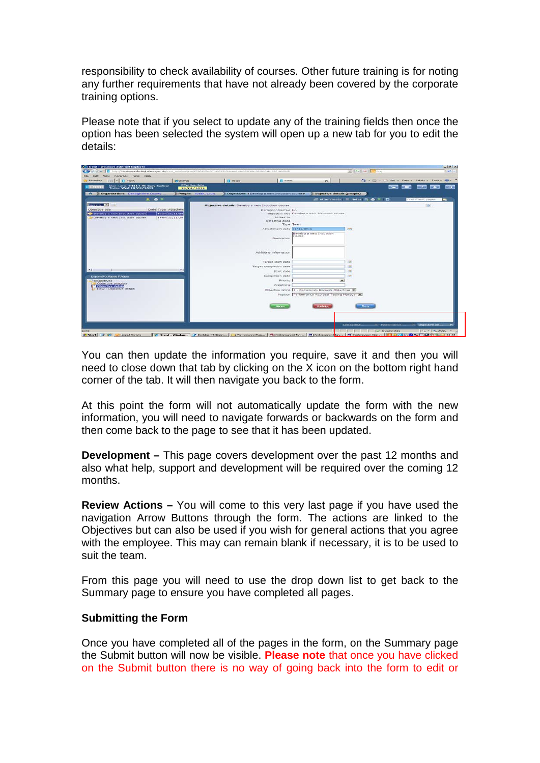responsibility to check availability of courses. Other future training is for noting any further requirements that have not already been covered by the corporate training options.

Please note that if you select to update any of the training fields then once the option has been selected the system will open up a new tab for you to edit the details:

You can then update the information you require, save it and then you will need to close down that tab by clicking on the X icon on the bottom right hand corner of the tab. It will then navigate you back to the form.

At this point the form will not automatically update the form with the new information, you will need to navigate forwards or backwards on the form and then come back to the page to see that it has been updated.

**Development –** This page covers development over the past 12 months and also what help, support and development will be required over the coming 12 months.

**Review Actions –** You will come to this very last page if you have used the navigation Arrow Buttons through the form. The actions are linked to the Objectives but can also be used if you wish for general actions that you agree with the employee. This may can remain blank if necessary, it is to be used to suit the team.

From this page you will need to use the drop down list to get back to the Summary page to ensure you have completed all pages.

**Submitting the Form**

Once you have completed all of the pages in the form, on the Summary page the Submit button will now be visible. **Please note** that once you have clicked on the Submit button there is no way of going back into the form to edit or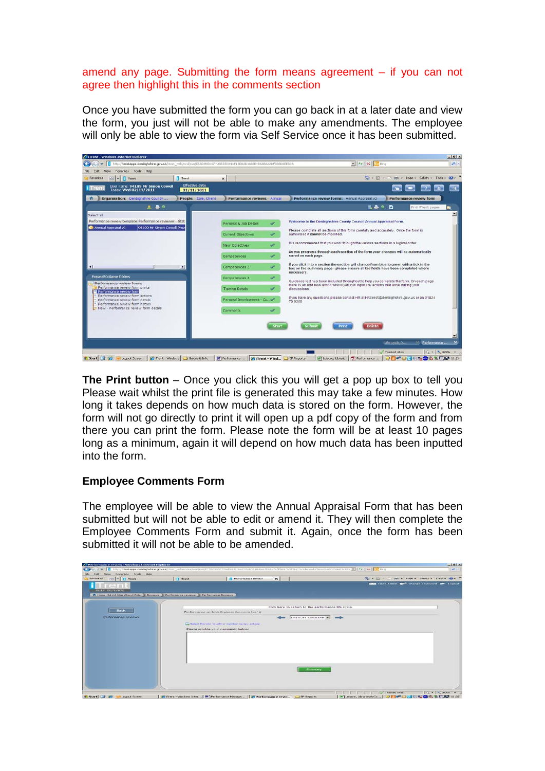amend any page. Submitting the form means agreement – if you can not agree then highlight this in the comments section

Once you have submitted the form you can go back in at a later date and view the form, you just will not be able to make any amendments. The employee will only be able to view the form via Self Service once it has been submitted.

**The Print button** – Once you click this you will get a pop up box to tell you Please wait whilst the print file is generated this may take a few minutes. How long it takes depends on how much data is stored on the form. However, the form will not go directly to print it will open up a pdf copy of the form and from there you can print the form. Please note the form will be at least 10 pages long as a minimum, again it will depend on how much data has been inputted into the form.

### Employee Comments Form

The employee will be able to view the Annual Appraisal Form that has been submitted but will not be able to edit or amend it. They will then complete the Employee Comments Form and submit it. Again, once the form has been submitted it will not be able to be amended.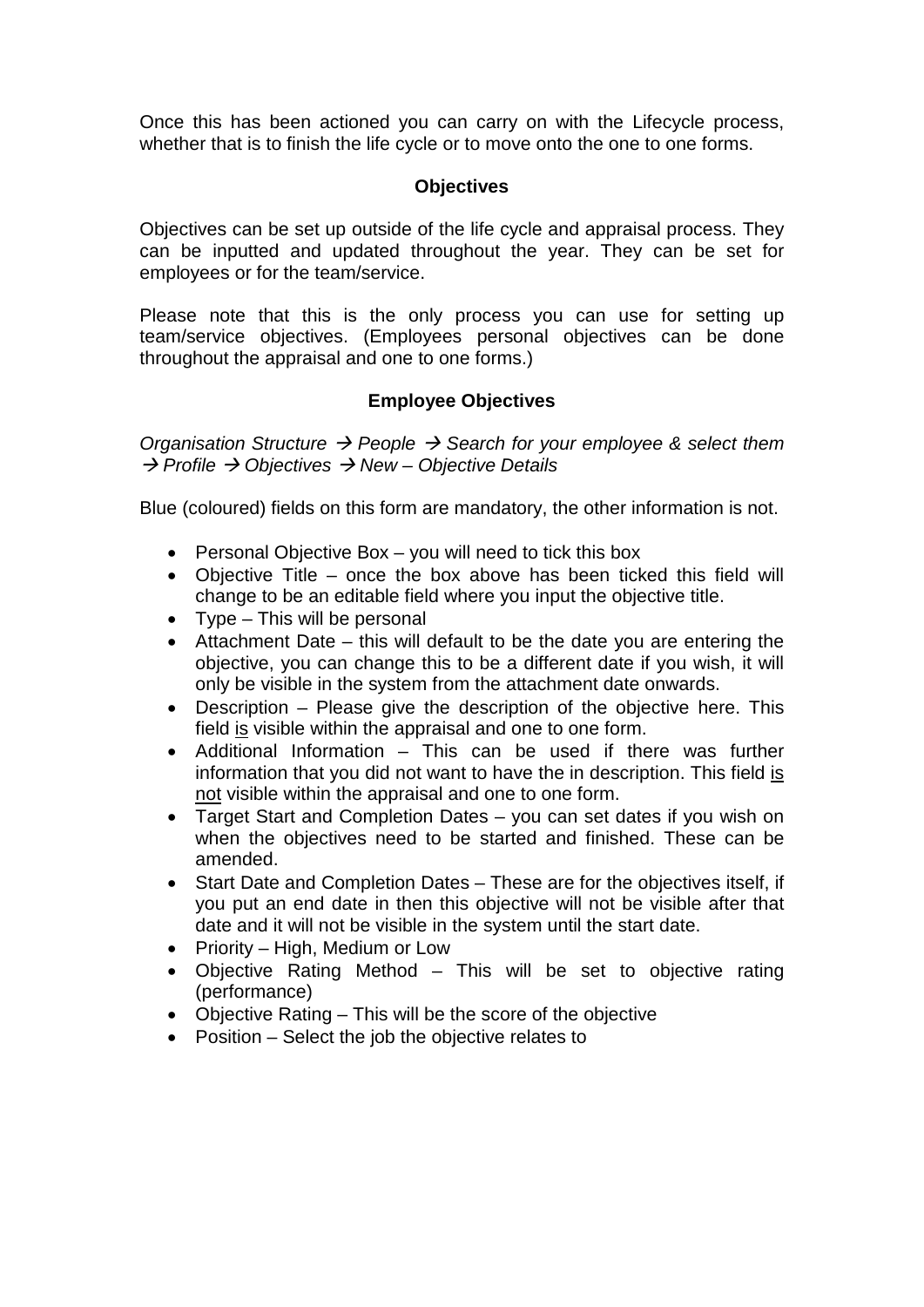Once this has been actioned you can carry on with the Lifecycle process, whether that is to finish the life cycle or to move onto the one to one forms.

## Objectives

Objectives can be set up outside of the life cycle and appraisal process. They can be inputted and updated throughout the year. They can be set for employees or for the team/service.

Please note that this is the only process you can use for setting up team/service objectives. (Employees personal objectives can be done throughout the appraisal and one to one forms.)

### Employee Objectives

*Organisation Structure → People → Search for your employee & select them → Profile → Objectives → New – Objective Details*

Blue (coloured) fields on this form are mandatory, the other information is not.

- Personal Objective Box – you will need to tick this box
- Objective Title – once the box above has been ticked this field will change to be an editable field where you input the objective title.
- Type – This will be personal
- Attachment Date – this will default to be the date you are entering the objective, you can change this to be a different date if you wish, it will only be visible in the system from the attachment date onwards.
- Description – Please give the description of the objective here. This field <u>is</u> visible within the appraisal and one to one form.
- Additional Information – This can be used if there was further information that you did not want to have the in description. This field <u>is not</u> visible within the appraisal and one to one form.
- Target Start and Completion Dates – you can set dates if you wish on when the objectives need to be started and finished. These can be amended.
- Start Date and Completion Dates – These are for the objectives itself, if you put an end date in then this objective will not be visible after that date and it will not be visible in the system until the start date.
- Priority – High, Medium or Low
- Objective Rating Method – This will be set to objective rating (performance)
- Objective Rating – This will be the score of the objective
- Position – Select the job the objective relates to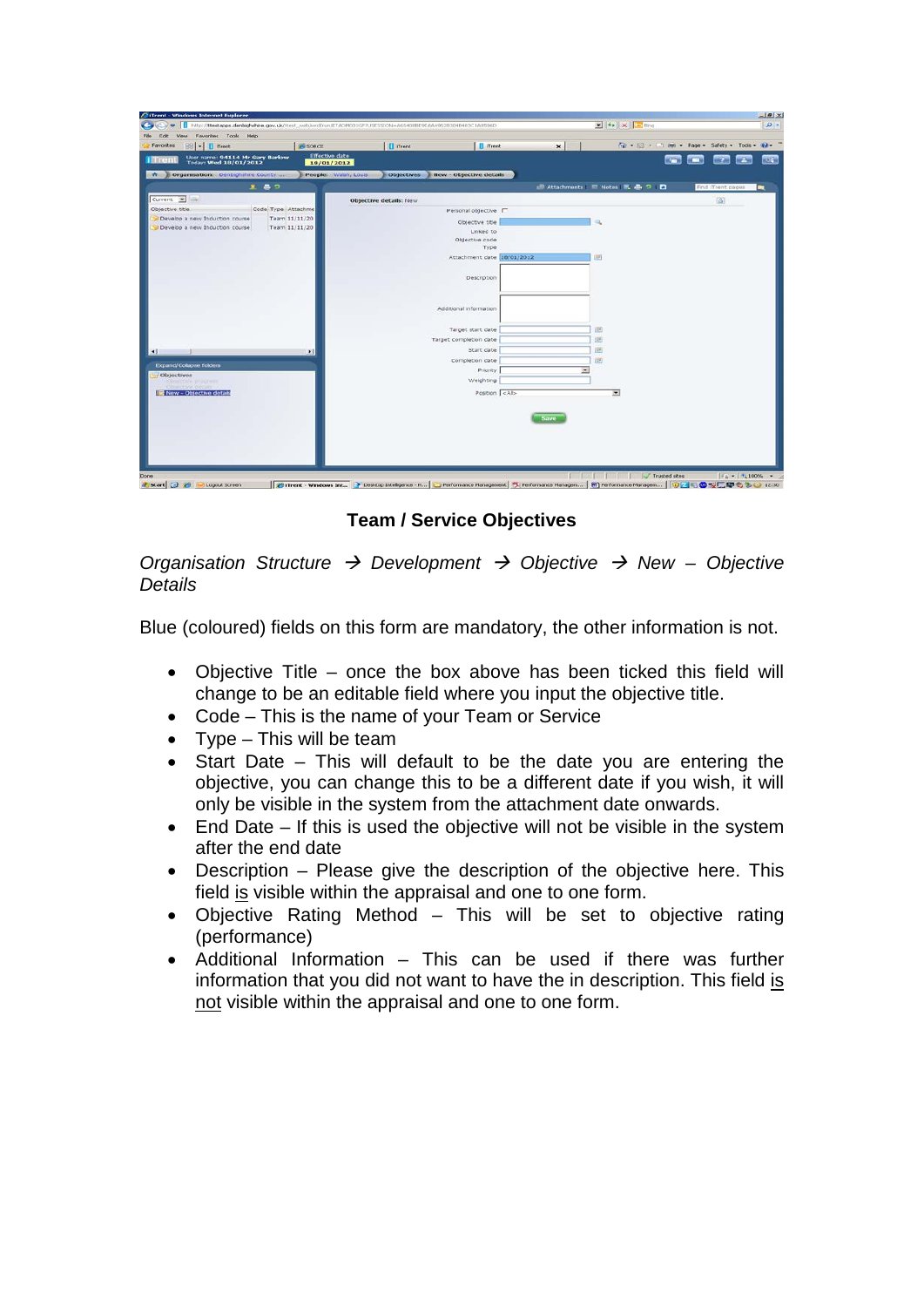**Team / Service Objectives**

*Organisation Structure → Development → Objective → New – Objective Details*

Blue (coloured) fields on this form are mandatory, the other information is not.

- Objective Title – once the box above has been ticked this field will change to be an editable field where you input the objective title.
- Code – This is the name of your Team or Service
- Type – This will be team
- Start Date – This will default to be the date you are entering the objective, you can change this to be a different date if you wish, it will only be visible in the system from the attachment date onwards.
- End Date – If this is used the objective will not be visible in the system after the end date
- Description – Please give the description of the objective here. This field <u>is</u> visible within the appraisal and one to one form.
- Objective Rating Method – This will be set to objective rating (performance)
- Additional Information – This can be used if there was further information that you did not want to have the in description. This field <u>is not</u> visible within the appraisal and one to one form.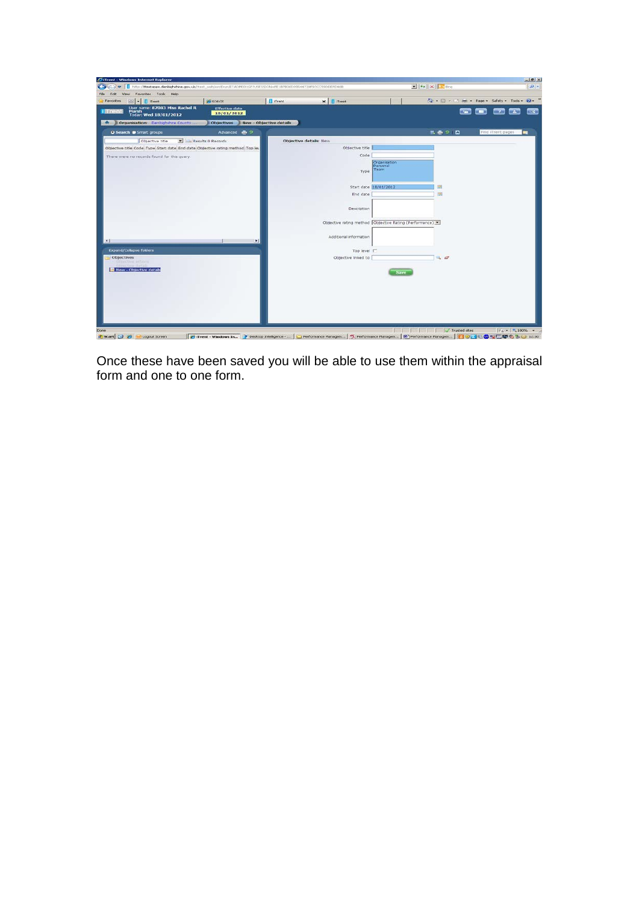Once these have been saved you will be able to use them within the appraisal form and one to one form.